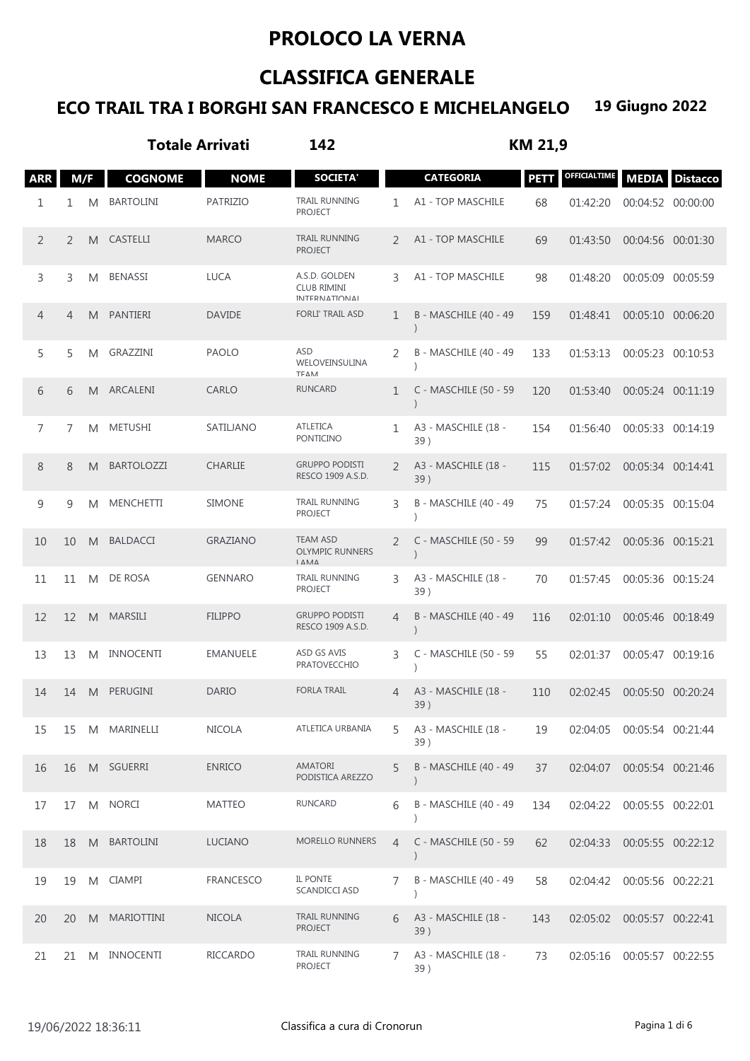# PROLOCO LA VERNA

## CLASSIFICA GENERALE

### ECO TRAIL TRA I BORGHI SAN FRANCESCO E MICHELANGELO 19 Giugno 2022

**Totale Arrivati** **142** **KM 21,9**

| ARR | M/F | | COGNOME | NOME | SOCIETA' | | CATEGORIA | PETT | OFFICIALTIME | MEDIA | Distacco |
|---|---|---|---|---|---|---|---|---|---|---|---|
| 1 | 1 | M | BARTOLINI | PATRIZIO | TRAIL RUNNING PROJECT | 1 | A1 - TOP MASCHILE | 68 | 01:42:20 | 00:04:52 | 00:00:00 |
| 2 | 2 | M | CASTELLI | MARCO | TRAIL RUNNING PROJECT | 2 | A1 - TOP MASCHILE | 69 | 01:43:50 | 00:04:56 | 00:01:30 |
| 3 | 3 | M | BENASSI | LUCA | A.S.D. GOLDEN CLUB RIMINI INTERNATIONAL | 3 | A1 - TOP MASCHILE | 98 | 01:48:20 | 00:05:09 | 00:05:59 |
| 4 | 4 | M | PANTIERI | DAVIDE | FORLI' TRAIL ASD | 1 | B - MASCHILE (40 - 49 ) | 159 | 01:48:41 | 00:05:10 | 00:06:20 |
| 5 | 5 | M | GRAZZINI | PAOLO | ASD WELOVEINSULINA TEAM | 2 | B - MASCHILE (40 - 49 ) | 133 | 01:53:13 | 00:05:23 | 00:10:53 |
| 6 | 6 | M | ARCALENI | CARLO | RUNCARD | 1 | C - MASCHILE (50 - 59 ) | 120 | 01:53:40 | 00:05:24 | 00:11:19 |
| 7 | 7 | M | METUSHI | SATILJANO | ATLETICA PONTICINO | 1 | A3 - MASCHILE (18 - 39 ) | 154 | 01:56:40 | 00:05:33 | 00:14:19 |
| 8 | 8 | M | BARTOLOZZI | CHARLIE | GRUPPO PODISTI RESCO 1909 A.S.D. | 2 | A3 - MASCHILE (18 - 39 ) | 115 | 01:57:02 | 00:05:34 | 00:14:41 |
| 9 | 9 | M | MENCHETTI | SIMONE | TRAIL RUNNING PROJECT | 3 | B - MASCHILE (40 - 49 ) | 75 | 01:57:24 | 00:05:35 | 00:15:04 |
| 10 | 10 | M | BALDACCI | GRAZIANO | TEAM ASD OLYMPIC RUNNERS LAMA | 2 | C - MASCHILE (50 - 59 ) | 99 | 01:57:42 | 00:05:36 | 00:15:21 |
| 11 | 11 | M | DE ROSA | GENNARO | TRAIL RUNNING PROJECT | 3 | A3 - MASCHILE (18 - 39 ) | 70 | 01:57:45 | 00:05:36 | 00:15:24 |
| 12 | 12 | M | MARSILI | FILIPPO | GRUPPO PODISTI RESCO 1909 A.S.D. | 4 | B - MASCHILE (40 - 49 ) | 116 | 02:01:10 | 00:05:46 | 00:18:49 |
| 13 | 13 | M | INNOCENTI | EMANUELE | ASD GS AVIS PRATOVECCHIO | 3 | C - MASCHILE (50 - 59 ) | 55 | 02:01:37 | 00:05:47 | 00:19:16 |
| 14 | 14 | M | PERUGINI | DARIO | FORLA TRAIL | 4 | A3 - MASCHILE (18 - 39 ) | 110 | 02:02:45 | 00:05:50 | 00:20:24 |
| 15 | 15 | M | MARINELLI | NICOLA | ATLETICA URBANIA | 5 | A3 - MASCHILE (18 - 39 ) | 19 | 02:04:05 | 00:05:54 | 00:21:44 |
| 16 | 16 | M | SGUERRI | ENRICO | AMATORI PODISTICA AREZZO | 5 | B - MASCHILE (40 - 49 ) | 37 | 02:04:07 | 00:05:54 | 00:21:46 |
| 17 | 17 | M | NORCI | MATTEO | RUNCARD | 6 | B - MASCHILE (40 - 49 ) | 134 | 02:04:22 | 00:05:55 | 00:22:01 |
| 18 | 18 | M | BARTOLINI | LUCIANO | MORELLO RUNNERS | 4 | C - MASCHILE (50 - 59 ) | 62 | 02:04:33 | 00:05:55 | 00:22:12 |
| 19 | 19 | M | CIAMPI | FRANCESCO | IL PONTE SCANDICCI ASD | 7 | B - MASCHILE (40 - 49 ) | 58 | 02:04:42 | 00:05:56 | 00:22:21 |
| 20 | 20 | M | MARIOTTINI | NICOLA | TRAIL RUNNING PROJECT | 6 | A3 - MASCHILE (18 - 39 ) | 143 | 02:05:02 | 00:05:57 | 00:22:41 |
| 21 | 21 | M | INNOCENTI | RICCARDO | TRAIL RUNNING PROJECT | 7 | A3 - MASCHILE (18 - 39 ) | 73 | 02:05:16 | 00:05:57 | 00:22:55 |

19/06/2022 18:36:11 Classifica a cura di Cronorun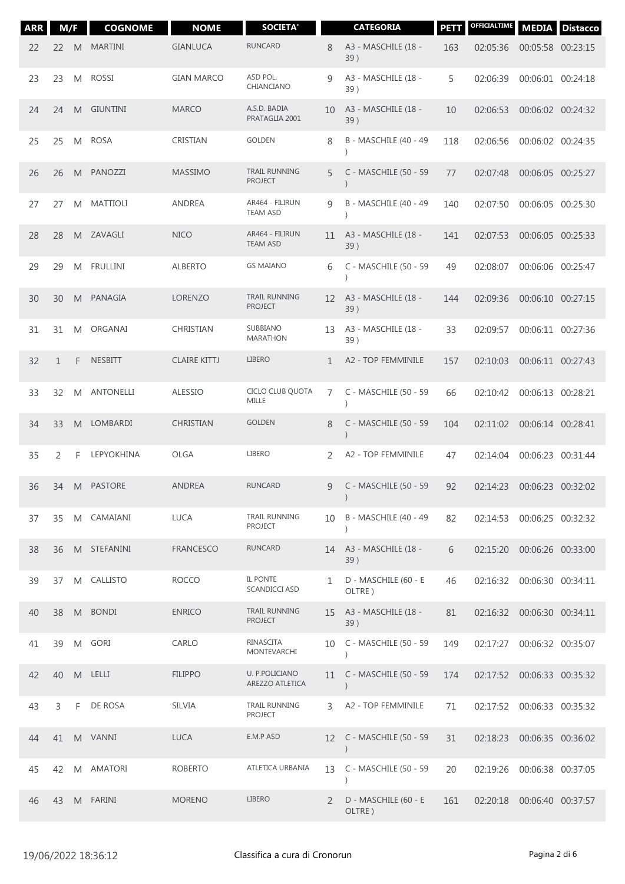| ARR | M/F | | COGNOME | NOME | SOCIETA' | CATEGORIA | | PETT | OFFICIALTIME | MEDIA | Distacco |
|---|---|---|---|---|---|---|---|---|---|---|---|
| 22 | 22 | M | MARTINI | GIANLUCA | RUNCARD | 8 | A3 - MASCHILE (18 - 39 ) | 163 | 02:05:36 | 00:05:58 | 00:23:15 |
| 23 | 23 | M | ROSSI | GIAN MARCO | ASD POL. CHIANCIANO | 9 | A3 - MASCHILE (18 - 39 ) | 5 | 02:06:39 | 00:06:01 | 00:24:18 |
| 24 | 24 | M | GIUNTINI | MARCO | A.S.D. BADIA PRATAGLIA 2001 | 10 | A3 - MASCHILE (18 - 39 ) | 10 | 02:06:53 | 00:06:02 | 00:24:32 |
| 25 | 25 | M | ROSA | CRISTIAN | GOLDEN | 8 | B - MASCHILE (40 - 49 ) | 118 | 02:06:56 | 00:06:02 | 00:24:35 |
| 26 | 26 | M | PANOZZI | MASSIMO | TRAIL RUNNING PROJECT | 5 | C - MASCHILE (50 - 59 ) | 77 | 02:07:48 | 00:06:05 | 00:25:27 |
| 27 | 27 | M | MATTIOLI | ANDREA | AR464 - FILIRUN TEAM ASD | 9 | B - MASCHILE (40 - 49 ) | 140 | 02:07:50 | 00:06:05 | 00:25:30 |
| 28 | 28 | M | ZAVAGLI | NICO | AR464 - FILIRUN TEAM ASD | 11 | A3 - MASCHILE (18 - 39 ) | 141 | 02:07:53 | 00:06:05 | 00:25:33 |
| 29 | 29 | M | FRULLINI | ALBERTO | GS MAIANO | 6 | C - MASCHILE (50 - 59 ) | 49 | 02:08:07 | 00:06:06 | 00:25:47 |
| 30 | 30 | M | PANAGIA | LORENZO | TRAIL RUNNING PROJECT | 12 | A3 - MASCHILE (18 - 39 ) | 144 | 02:09:36 | 00:06:10 | 00:27:15 |
| 31 | 31 | M | ORGANAI | CHRISTIAN | SUBBIANO MARATHON | 13 | A3 - MASCHILE (18 - 39 ) | 33 | 02:09:57 | 00:06:11 | 00:27:36 |
| 32 | 1 | F | NESBITT | CLAIRE KITTJ | LIBERO | 1 | A2 - TOP FEMMINILE | 157 | 02:10:03 | 00:06:11 | 00:27:43 |
| 33 | 32 | M | ANTONELLI | ALESSIO | CICLO CLUB QUOTA MILLE | 7 | C - MASCHILE (50 - 59 ) | 66 | 02:10:42 | 00:06:13 | 00:28:21 |
| 34 | 33 | M | LOMBARDI | CHRISTIAN | GOLDEN | 8 | C - MASCHILE (50 - 59 ) | 104 | 02:11:02 | 00:06:14 | 00:28:41 |
| 35 | 2 | F | LEPYOKHINA | OLGA | LIBERO | 2 | A2 - TOP FEMMINILE | 47 | 02:14:04 | 00:06:23 | 00:31:44 |
| 36 | 34 | M | PASTORE | ANDREA | RUNCARD | 9 | C - MASCHILE (50 - 59 ) | 92 | 02:14:23 | 00:06:23 | 00:32:02 |
| 37 | 35 | M | CAMAIANI | LUCA | TRAIL RUNNING PROJECT | 10 | B - MASCHILE (40 - 49 ) | 82 | 02:14:53 | 00:06:25 | 00:32:32 |
| 38 | 36 | M | STEFANINI | FRANCESCO | RUNCARD | 14 | A3 - MASCHILE (18 - 39 ) | 6 | 02:15:20 | 00:06:26 | 00:33:00 |
| 39 | 37 | M | CALLISTO | ROCCO | IL PONTE SCANDICCI ASD | 1 | D - MASCHILE (60 - E OLTRE ) | 46 | 02:16:32 | 00:06:30 | 00:34:11 |
| 40 | 38 | M | BONDI | ENRICO | TRAIL RUNNING PROJECT | 15 | A3 - MASCHILE (18 - 39 ) | 81 | 02:16:32 | 00:06:30 | 00:34:11 |
| 41 | 39 | M | GORI | CARLO | RINASCITA MONTEVARCHI | 10 | C - MASCHILE (50 - 59 ) | 149 | 02:17:27 | 00:06:32 | 00:35:07 |
| 42 | 40 | M | LELLI | FILIPPO | U. P.POLICIANO AREZZO ATLETICA | 11 | C - MASCHILE (50 - 59 ) | 174 | 02:17:52 | 00:06:33 | 00:35:32 |
| 43 | 3 | F | DE ROSA | SILVIA | TRAIL RUNNING PROJECT | 3 | A2 - TOP FEMMINILE | 71 | 02:17:52 | 00:06:33 | 00:35:32 |
| 44 | 41 | M | VANNI | LUCA | E.M.P ASD | 12 | C - MASCHILE (50 - 59 ) | 31 | 02:18:23 | 00:06:35 | 00:36:02 |
| 45 | 42 | M | AMATORI | ROBERTO | ATLETICA URBANIA | 13 | C - MASCHILE (50 - 59 ) | 20 | 02:19:26 | 00:06:38 | 00:37:05 |
| 46 | 43 | M | FARINI | MORENO | LIBERO | 2 | D - MASCHILE (60 - E OLTRE ) | 161 | 02:20:18 | 00:06:40 | 00:37:57 |

19/06/2022 18:36:12 Classifica a cura di Cronorun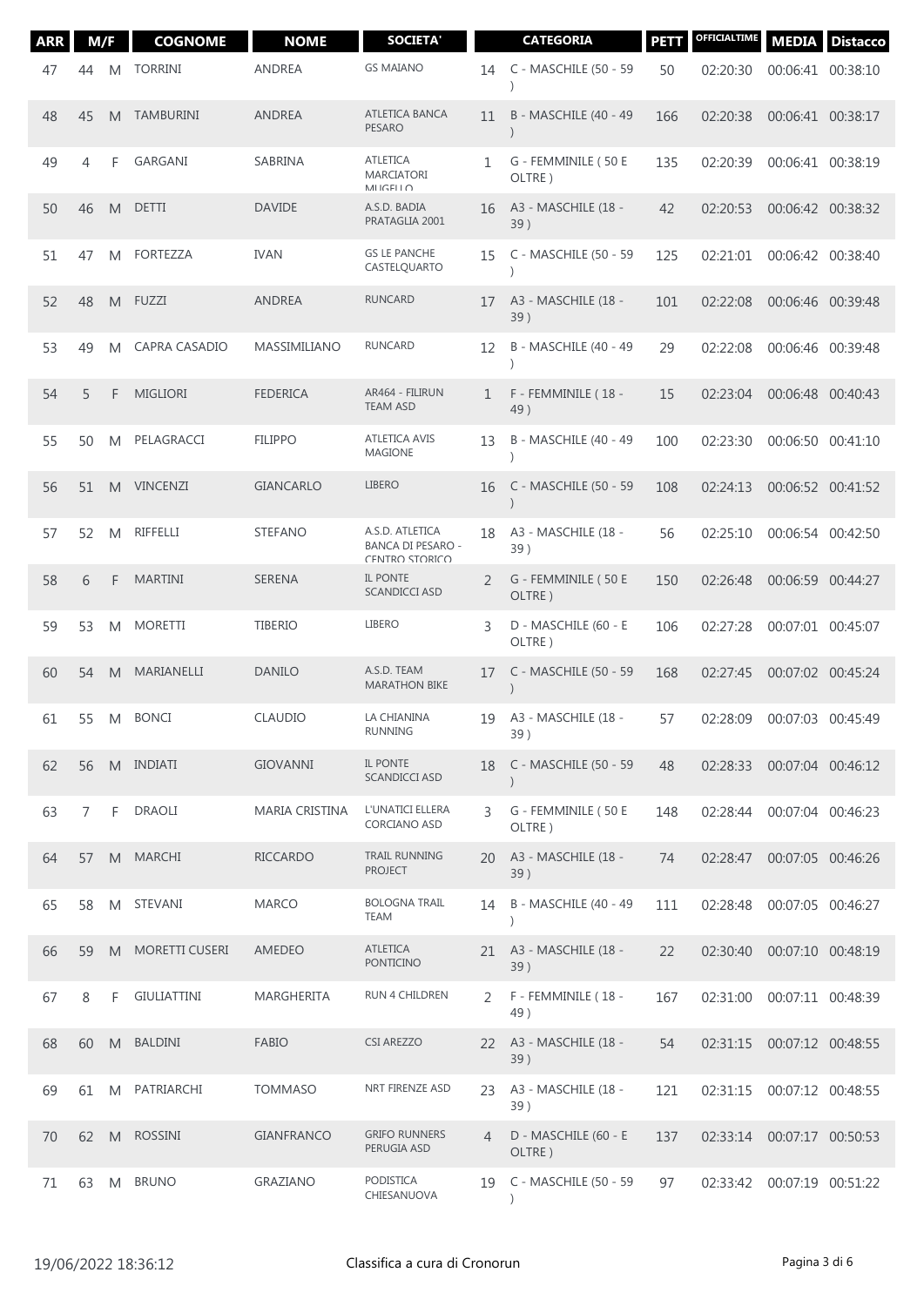| ARR | M/F | | COGNOME | NOME | SOCIETA' | CATEGORIA | | PETT | OFFICIALTIME | MEDIA | Distacco |
|---|---|---|---|---|---|---|---|---|---|---|---|
| 47 | 44 | M | TORRINI | ANDREA | GS MAIANO | 14 | C - MASCHILE (50 - 59 ) | 50 | 02:20:30 | 00:06:41 | 00:38:10 |
| 48 | 45 | M | TAMBURINI | ANDREA | ATLETICA BANCA PESARO | 11 | B - MASCHILE (40 - 49 ) | 166 | 02:20:38 | 00:06:41 | 00:38:17 |
| 49 | 4 | F | GARGANI | SABRINA | ATLETICA MARCIATORI MUGELLO | 1 | G - FEMMINILE ( 50 E OLTRE ) | 135 | 02:20:39 | 00:06:41 | 00:38:19 |
| 50 | 46 | M | DETTI | DAVIDE | A.S.D. BADIA PRATAGLIA 2001 | 16 | A3 - MASCHILE (18 - 39 ) | 42 | 02:20:53 | 00:06:42 | 00:38:32 |
| 51 | 47 | M | FORTEZZA | IVAN | GS LE PANCHE CASTELQUARTO | 15 | C - MASCHILE (50 - 59 ) | 125 | 02:21:01 | 00:06:42 | 00:38:40 |
| 52 | 48 | M | FUZZI | ANDREA | RUNCARD | 17 | A3 - MASCHILE (18 - 39 ) | 101 | 02:22:08 | 00:06:46 | 00:39:48 |
| 53 | 49 | M | CAPRA CASADIO | MASSIMILIANO | RUNCARD | 12 | B - MASCHILE (40 - 49 ) | 29 | 02:22:08 | 00:06:46 | 00:39:48 |
| 54 | 5 | F | MIGLIORI | FEDERICA | AR464 - FILIRUN TEAM ASD | 1 | F - FEMMINILE ( 18 - 49 ) | 15 | 02:23:04 | 00:06:48 | 00:40:43 |
| 55 | 50 | M | PELAGRACCI | FILIPPO | ATLETICA AVIS MAGIONE | 13 | B - MASCHILE (40 - 49 ) | 100 | 02:23:30 | 00:06:50 | 00:41:10 |
| 56 | 51 | M | VINCENZI | GIANCARLO | LIBERO | 16 | C - MASCHILE (50 - 59 ) | 108 | 02:24:13 | 00:06:52 | 00:41:52 |
| 57 | 52 | M | RIFFELLI | STEFANO | A.S.D. ATLETICA BANCA DI PESARO - CENTRO STORICO | 18 | A3 - MASCHILE (18 - 39 ) | 56 | 02:25:10 | 00:06:54 | 00:42:50 |
| 58 | 6 | F | MARTINI | SERENA | IL PONTE SCANDICCI ASD | 2 | G - FEMMINILE ( 50 E OLTRE ) | 150 | 02:26:48 | 00:06:59 | 00:44:27 |
| 59 | 53 | M | MORETTI | TIBERIO | LIBERO | 3 | D - MASCHILE (60 - E OLTRE ) | 106 | 02:27:28 | 00:07:01 | 00:45:07 |
| 60 | 54 | M | MARIANELLI | DANILO | A.S.D. TEAM MARATHON BIKE | 17 | C - MASCHILE (50 - 59 ) | 168 | 02:27:45 | 00:07:02 | 00:45:24 |
| 61 | 55 | M | BONCI | CLAUDIO | LA CHIANINA RUNNING | 19 | A3 - MASCHILE (18 - 39 ) | 57 | 02:28:09 | 00:07:03 | 00:45:49 |
| 62 | 56 | M | INDIATI | GIOVANNI | IL PONTE SCANDICCI ASD | 18 | C - MASCHILE (50 - 59 ) | 48 | 02:28:33 | 00:07:04 | 00:46:12 |
| 63 | 7 | F | DRAOLI | MARIA CRISTINA | L'UNATICI ELLERA CORCIANO ASD | 3 | G - FEMMINILE ( 50 E OLTRE ) | 148 | 02:28:44 | 00:07:04 | 00:46:23 |
| 64 | 57 | M | MARCHI | RICCARDO | TRAIL RUNNING PROJECT | 20 | A3 - MASCHILE (18 - 39 ) | 74 | 02:28:47 | 00:07:05 | 00:46:26 |
| 65 | 58 | M | STEVANI | MARCO | BOLOGNA TRAIL TEAM | 14 | B - MASCHILE (40 - 49 ) | 111 | 02:28:48 | 00:07:05 | 00:46:27 |
| 66 | 59 | M | MORETTI CUSERI | AMEDEO | ATLETICA PONTICINO | 21 | A3 - MASCHILE (18 - 39 ) | 22 | 02:30:40 | 00:07:10 | 00:48:19 |
| 67 | 8 | F | GIULIATTINI | MARGHERITA | RUN 4 CHILDREN | 2 | F - FEMMINILE ( 18 - 49 ) | 167 | 02:31:00 | 00:07:11 | 00:48:39 |
| 68 | 60 | M | BALDINI | FABIO | CSI AREZZO | 22 | A3 - MASCHILE (18 - 39 ) | 54 | 02:31:15 | 00:07:12 | 00:48:55 |
| 69 | 61 | M | PATRIARCHI | TOMMASO | NRT FIRENZE ASD | 23 | A3 - MASCHILE (18 - 39 ) | 121 | 02:31:15 | 00:07:12 | 00:48:55 |
| 70 | 62 | M | ROSSINI | GIANFRANCO | GRIFO RUNNERS PERUGIA ASD | 4 | D - MASCHILE (60 - E OLTRE ) | 137 | 02:33:14 | 00:07:17 | 00:50:53 |
| 71 | 63 | M | BRUNO | GRAZIANO | PODISTICA CHIESANUOVA | 19 | C - MASCHILE (50 - 59 ) | 97 | 02:33:42 | 00:07:19 | 00:51:22 |

19/06/2022 18:36:12 Classifica a cura di Cronorun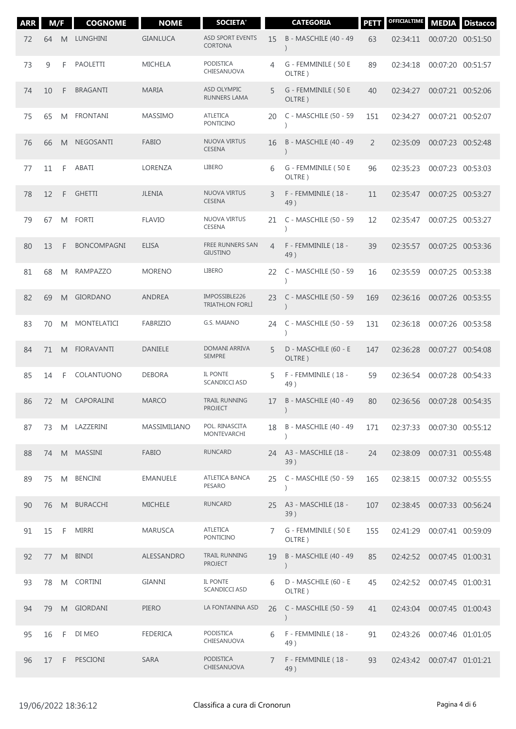| ARR | M/F | | COGNOME | NOME | SOCIETA' | | CATEGORIA | PETT | OFFICIALTIME | MEDIA | Distacco |
|---|---|---|---|---|---|---|---|---|---|---|---|
| 72 | 64 | M | LUNGHINI | GIANLUCA | ASD SPORT EVENTS CORTONA | 15 | B - MASCHILE (40 - 49 ) | 63 | 02:34:11 | 00:07:20 | 00:51:50 |
| 73 | 9 | F | PAOLETTI | MICHELA | PODISTICA CHIESANUOVA | 4 | G - FEMMINILE ( 50 E OLTRE ) | 89 | 02:34:18 | 00:07:20 | 00:51:57 |
| 74 | 10 | F | BRAGANTI | MARIA | ASD OLYMPIC RUNNERS LAMA | 5 | G - FEMMINILE ( 50 E OLTRE ) | 40 | 02:34:27 | 00:07:21 | 00:52:06 |
| 75 | 65 | M | FRONTANI | MASSIMO | ATLETICA PONTICINO | 20 | C - MASCHILE (50 - 59 ) | 151 | 02:34:27 | 00:07:21 | 00:52:07 |
| 76 | 66 | M | NEGOSANTI | FABIO | NUOVA VIRTUS CESENA | 16 | B - MASCHILE (40 - 49 ) | 2 | 02:35:09 | 00:07:23 | 00:52:48 |
| 77 | 11 | F | ABATI | LORENZA | LIBERO | 6 | G - FEMMINILE ( 50 E OLTRE ) | 96 | 02:35:23 | 00:07:23 | 00:53:03 |
| 78 | 12 | F | GHETTI | JLENIA | NUOVA VIRTUS CESENA | 3 | F - FEMMINILE ( 18 - 49 ) | 11 | 02:35:47 | 00:07:25 | 00:53:27 |
| 79 | 67 | M | FORTI | FLAVIO | NUOVA VIRTUS CESENA | 21 | C - MASCHILE (50 - 59 ) | 12 | 02:35:47 | 00:07:25 | 00:53:27 |
| 80 | 13 | F | BONCOMPAGNI | ELISA | FREE RUNNERS SAN GIUSTINO | 4 | F - FEMMINILE ( 18 - 49 ) | 39 | 02:35:57 | 00:07:25 | 00:53:36 |
| 81 | 68 | M | RAMPAZZO | MORENO | LIBERO | 22 | C - MASCHILE (50 - 59 ) | 16 | 02:35:59 | 00:07:25 | 00:53:38 |
| 82 | 69 | M | GIORDANO | ANDREA | IMPOSSIBLE226 TRIATHLON FORLÌ | 23 | C - MASCHILE (50 - 59 ) | 169 | 02:36:16 | 00:07:26 | 00:53:55 |
| 83 | 70 | M | MONTELATICI | FABRIZIO | G.S. MAIANO | 24 | C - MASCHILE (50 - 59 ) | 131 | 02:36:18 | 00:07:26 | 00:53:58 |
| 84 | 71 | M | FIORAVANTI | DANIELE | DOMANI ARRIVA SEMPRE | 5 | D - MASCHILE (60 - E OLTRE ) | 147 | 02:36:28 | 00:07:27 | 00:54:08 |
| 85 | 14 | F | COLANTUONO | DEBORA | IL PONTE SCANDICCI ASD | 5 | F - FEMMINILE ( 18 - 49 ) | 59 | 02:36:54 | 00:07:28 | 00:54:33 |
| 86 | 72 | M | CAPORALINI | MARCO | TRAIL RUNNING PROJECT | 17 | B - MASCHILE (40 - 49 ) | 80 | 02:36:56 | 00:07:28 | 00:54:35 |
| 87 | 73 | M | LAZZERINI | MASSIMILIANO | POL. RINASCITA MONTEVARCHI | 18 | B - MASCHILE (40 - 49 ) | 171 | 02:37:33 | 00:07:30 | 00:55:12 |
| 88 | 74 | M | MASSINI | FABIO | RUNCARD | 24 | A3 - MASCHILE (18 - 39 ) | 24 | 02:38:09 | 00:07:31 | 00:55:48 |
| 89 | 75 | M | BENCINI | EMANUELE | ATLETICA BANCA PESARO | 25 | C - MASCHILE (50 - 59 ) | 165 | 02:38:15 | 00:07:32 | 00:55:55 |
| 90 | 76 | M | BURACCHI | MICHELE | RUNCARD | 25 | A3 - MASCHILE (18 - 39 ) | 107 | 02:38:45 | 00:07:33 | 00:56:24 |
| 91 | 15 | F | MIRRI | MARUSCA | ATLETICA PONTICINO | 7 | G - FEMMINILE ( 50 E OLTRE ) | 155 | 02:41:29 | 00:07:41 | 00:59:09 |
| 92 | 77 | M | BINDI | ALESSANDRO | TRAIL RUNNING PROJECT | 19 | B - MASCHILE (40 - 49 ) | 85 | 02:42:52 | 00:07:45 | 01:00:31 |
| 93 | 78 | M | CORTINI | GIANNI | IL PONTE SCANDICCI ASD | 6 | D - MASCHILE (60 - E OLTRE ) | 45 | 02:42:52 | 00:07:45 | 01:00:31 |
| 94 | 79 | M | GIORDANI | PIERO | LA FONTANINA ASD | 26 | C - MASCHILE (50 - 59 ) | 41 | 02:43:04 | 00:07:45 | 01:00:43 |
| 95 | 16 | F | DI MEO | FEDERICA | PODISTICA CHIESANUOVA | 6 | F - FEMMINILE ( 18 - 49 ) | 91 | 02:43:26 | 00:07:46 | 01:01:05 |
| 96 | 17 | F | PESCIONI | SARA | PODISTICA CHIESANUOVA | 7 | F - FEMMINILE ( 18 - 49 ) | 93 | 02:43:42 | 00:07:47 | 01:01:21 |

19/06/2022 18:36:12 — Classifica a cura di Cronorun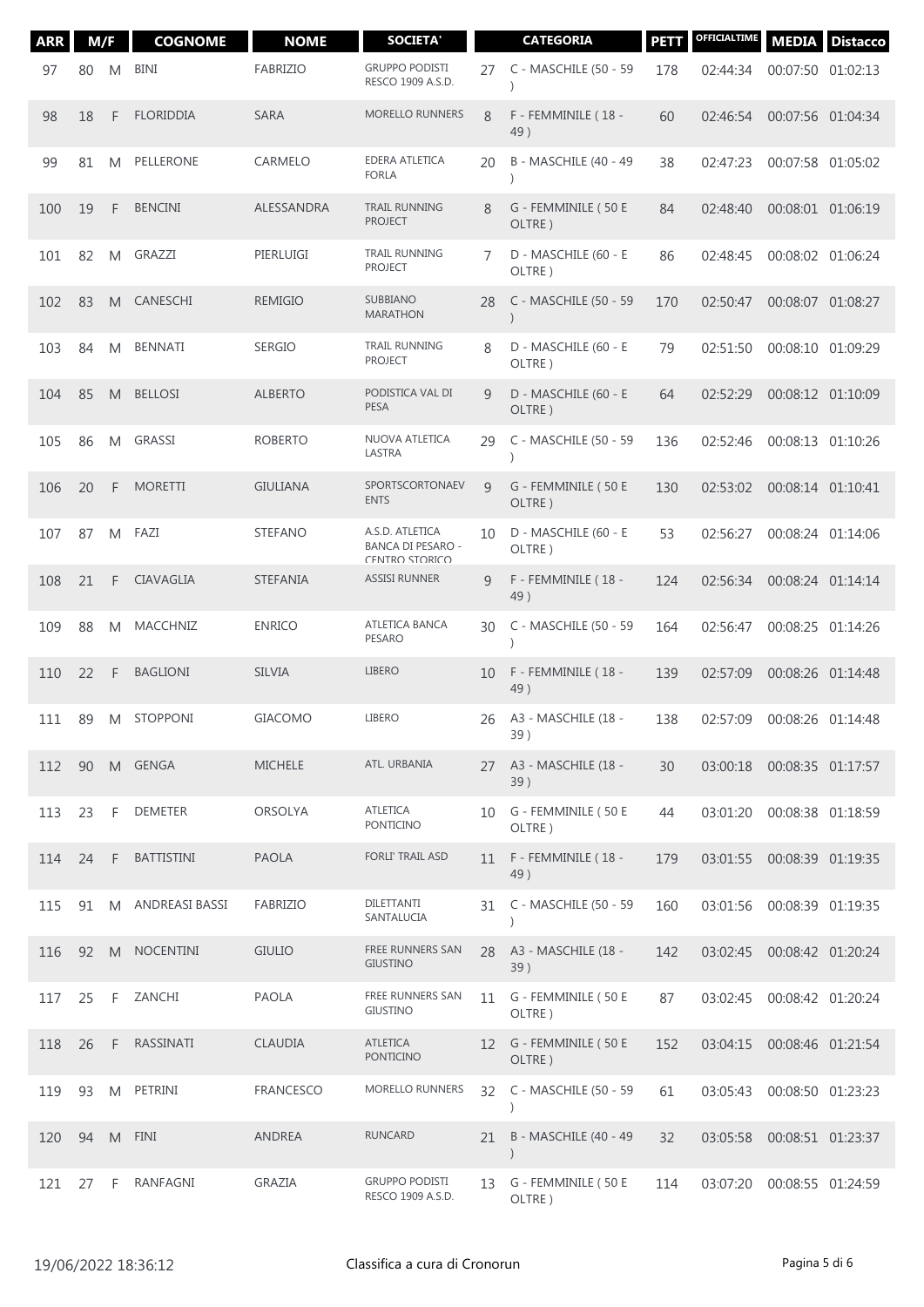| ARR | M/F | | COGNOME | NOME | SOCIETA' | | CATEGORIA | PETT | OFFICIALTIME | MEDIA | Distacco |
|---|---|---|---|---|---|---|---|---|---|---|---|
| 97 | 80 | M | BINI | FABRIZIO | GRUPPO PODISTI RESCO 1909 A.S.D. | 27 | C - MASCHILE (50 - 59 ) | 178 | 02:44:34 | 00:07:50 | 01:02:13 |
| 98 | 18 | F | FLORIDDIA | SARA | MORELLO RUNNERS | 8 | F - FEMMINILE ( 18 - 49 ) | 60 | 02:46:54 | 00:07:56 | 01:04:34 |
| 99 | 81 | M | PELLERONE | CARMELO | EDERA ATLETICA FORLA | 20 | B - MASCHILE (40 - 49 ) | 38 | 02:47:23 | 00:07:58 | 01:05:02 |
| 100 | 19 | F | BENCINI | ALESSANDRA | TRAIL RUNNING PROJECT | 8 | G - FEMMINILE ( 50 E OLTRE ) | 84 | 02:48:40 | 00:08:01 | 01:06:19 |
| 101 | 82 | M | GRAZZI | PIERLUIGI | TRAIL RUNNING PROJECT | 7 | D - MASCHILE (60 - E OLTRE ) | 86 | 02:48:45 | 00:08:02 | 01:06:24 |
| 102 | 83 | M | CANESCHI | REMIGIO | SUBBIANO MARATHON | 28 | C - MASCHILE (50 - 59 ) | 170 | 02:50:47 | 00:08:07 | 01:08:27 |
| 103 | 84 | M | BENNATI | SERGIO | TRAIL RUNNING PROJECT | 8 | D - MASCHILE (60 - E OLTRE ) | 79 | 02:51:50 | 00:08:10 | 01:09:29 |
| 104 | 85 | M | BELLOSI | ALBERTO | PODISTICA VAL DI PESA | 9 | D - MASCHILE (60 - E OLTRE ) | 64 | 02:52:29 | 00:08:12 | 01:10:09 |
| 105 | 86 | M | GRASSI | ROBERTO | NUOVA ATLETICA LASTRA | 29 | C - MASCHILE (50 - 59 ) | 136 | 02:52:46 | 00:08:13 | 01:10:26 |
| 106 | 20 | F | MORETTI | GIULIANA | SPORTSCORTONAEVENTS | 9 | G - FEMMINILE ( 50 E OLTRE ) | 130 | 02:53:02 | 00:08:14 | 01:10:41 |
| 107 | 87 | M | FAZI | STEFANO | A.S.D. ATLETICA BANCA DI PESARO - CENTRO STORICO | 10 | D - MASCHILE (60 - E OLTRE ) | 53 | 02:56:27 | 00:08:24 | 01:14:06 |
| 108 | 21 | F | CIAVAGLIA | STEFANIA | ASSISI RUNNER | 9 | F - FEMMINILE ( 18 - 49 ) | 124 | 02:56:34 | 00:08:24 | 01:14:14 |
| 109 | 88 | M | MACCHNIZ | ENRICO | ATLETICA BANCA PESARO | 30 | C - MASCHILE (50 - 59 ) | 164 | 02:56:47 | 00:08:25 | 01:14:26 |
| 110 | 22 | F | BAGLIONI | SILVIA | LIBERO | 10 | F - FEMMINILE ( 18 - 49 ) | 139 | 02:57:09 | 00:08:26 | 01:14:48 |
| 111 | 89 | M | STOPPONI | GIACOMO | LIBERO | 26 | A3 - MASCHILE (18 - 39 ) | 138 | 02:57:09 | 00:08:26 | 01:14:48 |
| 112 | 90 | M | GENGA | MICHELE | ATL. URBANIA | 27 | A3 - MASCHILE (18 - 39 ) | 30 | 03:00:18 | 00:08:35 | 01:17:57 |
| 113 | 23 | F | DEMETER | ORSOLYA | ATLETICA PONTICINO | 10 | G - FEMMINILE ( 50 E OLTRE ) | 44 | 03:01:20 | 00:08:38 | 01:18:59 |
| 114 | 24 | F | BATTISTINI | PAOLA | FORLI' TRAIL ASD | 11 | F - FEMMINILE ( 18 - 49 ) | 179 | 03:01:55 | 00:08:39 | 01:19:35 |
| 115 | 91 | M | ANDREASI BASSI | FABRIZIO | DILETTANTI SANTALUCIA | 31 | C - MASCHILE (50 - 59 ) | 160 | 03:01:56 | 00:08:39 | 01:19:35 |
| 116 | 92 | M | NOCENTINI | GIULIO | FREE RUNNERS SAN GIUSTINO | 28 | A3 - MASCHILE (18 - 39 ) | 142 | 03:02:45 | 00:08:42 | 01:20:24 |
| 117 | 25 | F | ZANCHI | PAOLA | FREE RUNNERS SAN GIUSTINO | 11 | G - FEMMINILE ( 50 E OLTRE ) | 87 | 03:02:45 | 00:08:42 | 01:20:24 |
| 118 | 26 | F | RASSINATI | CLAUDIA | ATLETICA PONTICINO | 12 | G - FEMMINILE ( 50 E OLTRE ) | 152 | 03:04:15 | 00:08:46 | 01:21:54 |
| 119 | 93 | M | PETRINI | FRANCESCO | MORELLO RUNNERS | 32 | C - MASCHILE (50 - 59 ) | 61 | 03:05:43 | 00:08:50 | 01:23:23 |
| 120 | 94 | M | FINI | ANDREA | RUNCARD | 21 | B - MASCHILE (40 - 49 ) | 32 | 03:05:58 | 00:08:51 | 01:23:37 |
| 121 | 27 | F | RANFAGNI | GRAZIA | GRUPPO PODISTI RESCO 1909 A.S.D. | 13 | G - FEMMINILE ( 50 E OLTRE ) | 114 | 03:07:20 | 00:08:55 | 01:24:59 |

19/06/2022 18:36:12 Classifica a cura di Cronorun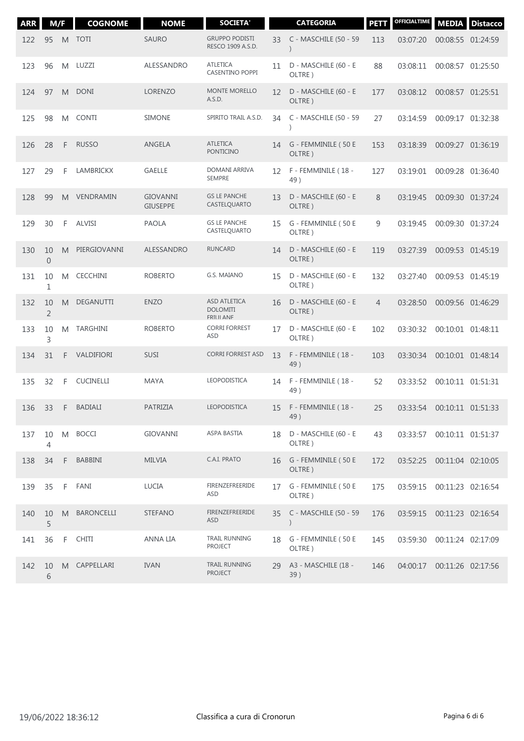| ARR | M/F | | COGNOME | NOME | SOCIETA' | | CATEGORIA | PETT | OFFICIALTIME | MEDIA | Distacco |
|---|---|---|---|---|---|---|---|---|---|---|---|
| 122 | 95 | M | TOTI | SAURO | GRUPPO PODISTI RESCO 1909 A.S.D. | 33 | C - MASCHILE (50 - 59 ) | 113 | 03:07:20 | 00:08:55 | 01:24:59 |
| 123 | 96 | M | LUZZI | ALESSANDRO | ATLETICA CASENTINO POPPI | 11 | D - MASCHILE (60 - E OLTRE ) | 88 | 03:08:11 | 00:08:57 | 01:25:50 |
| 124 | 97 | M | DONI | LORENZO | MONTE MORELLO A.S.D. | 12 | D - MASCHILE (60 - E OLTRE ) | 177 | 03:08:12 | 00:08:57 | 01:25:51 |
| 125 | 98 | M | CONTI | SIMONE | SPIRITO TRAIL A.S.D. | 34 | C - MASCHILE (50 - 59 ) | 27 | 03:14:59 | 00:09:17 | 01:32:38 |
| 126 | 28 | F | RUSSO | ANGELA | ATLETICA PONTICINO | 14 | G - FEMMINILE ( 50 E OLTRE ) | 153 | 03:18:39 | 00:09:27 | 01:36:19 |
| 127 | 29 | F | LAMBRICKX | GAELLE | DOMANI ARRIVA SEMPRE | 12 | F - FEMMINILE ( 18 - 49 ) | 127 | 03:19:01 | 00:09:28 | 01:36:40 |
| 128 | 99 | M | VENDRAMIN | GIOVANNI GIUSEPPE | GS LE PANCHE CASTELQUARTO | 13 | D - MASCHILE (60 - E OLTRE ) | 8 | 03:19:45 | 00:09:30 | 01:37:24 |
| 129 | 30 | F | ALVISI | PAOLA | GS LE PANCHE CASTELQUARTO | 15 | G - FEMMINILE ( 50 E OLTRE ) | 9 | 03:19:45 | 00:09:30 | 01:37:24 |
| 130 | 100 | M | PIERGIOVANNI | ALESSANDRO | RUNCARD | 14 | D - MASCHILE (60 - E OLTRE ) | 119 | 03:27:39 | 00:09:53 | 01:45:19 |
| 131 | 101 | M | CECCHINI | ROBERTO | G.S. MAIANO | 15 | D - MASCHILE (60 - E OLTRE ) | 132 | 03:27:40 | 00:09:53 | 01:45:19 |
| 132 | 102 | M | DEGANUTTI | ENZO | ASD ATLETICA DOLOMITI FRIULANE | 16 | D - MASCHILE (60 - E OLTRE ) | 4 | 03:28:50 | 00:09:56 | 01:46:29 |
| 133 | 103 | M | TARGHINI | ROBERTO | CORRI FORREST ASD | 17 | D - MASCHILE (60 - E OLTRE ) | 102 | 03:30:32 | 00:10:01 | 01:48:11 |
| 134 | 31 | F | VALDIFIORI | SUSI | CORRI FORREST ASD | 13 | F - FEMMINILE ( 18 - 49 ) | 103 | 03:30:34 | 00:10:01 | 01:48:14 |
| 135 | 32 | F | CUCINELLI | MAYA | LEOPODISTICA | 14 | F - FEMMINILE ( 18 - 49 ) | 52 | 03:33:52 | 00:10:11 | 01:51:31 |
| 136 | 33 | F | BADIALI | PATRIZIA | LEOPODISTICA | 15 | F - FEMMINILE ( 18 - 49 ) | 25 | 03:33:54 | 00:10:11 | 01:51:33 |
| 137 | 104 | M | BOCCI | GIOVANNI | ASPA BASTIA | 18 | D - MASCHILE (60 - E OLTRE ) | 43 | 03:33:57 | 00:10:11 | 01:51:37 |
| 138 | 34 | F | BABBINI | MILVIA | C.A.I. PRATO | 16 | G - FEMMINILE ( 50 E OLTRE ) | 172 | 03:52:25 | 00:11:04 | 02:10:05 |
| 139 | 35 | F | FANI | LUCIA | FIRENZEFREERIDE ASD | 17 | G - FEMMINILE ( 50 E OLTRE ) | 175 | 03:59:15 | 00:11:23 | 02:16:54 |
| 140 | 105 | M | BARONCELLI | STEFANO | FIRENZEFREERIDE ASD | 35 | C - MASCHILE (50 - 59 ) | 176 | 03:59:15 | 00:11:23 | 02:16:54 |
| 141 | 36 | F | CHITI | ANNA LIA | TRAIL RUNNING PROJECT | 18 | G - FEMMINILE ( 50 E OLTRE ) | 145 | 03:59:30 | 00:11:24 | 02:17:09 |
| 142 | 106 | M | CAPPELLARI | IVAN | TRAIL RUNNING PROJECT | 29 | A3 - MASCHILE (18 - 39 ) | 146 | 04:00:17 | 00:11:26 | 02:17:56 |

19/06/2022 18:36:12 Classifica a cura di Cronorun